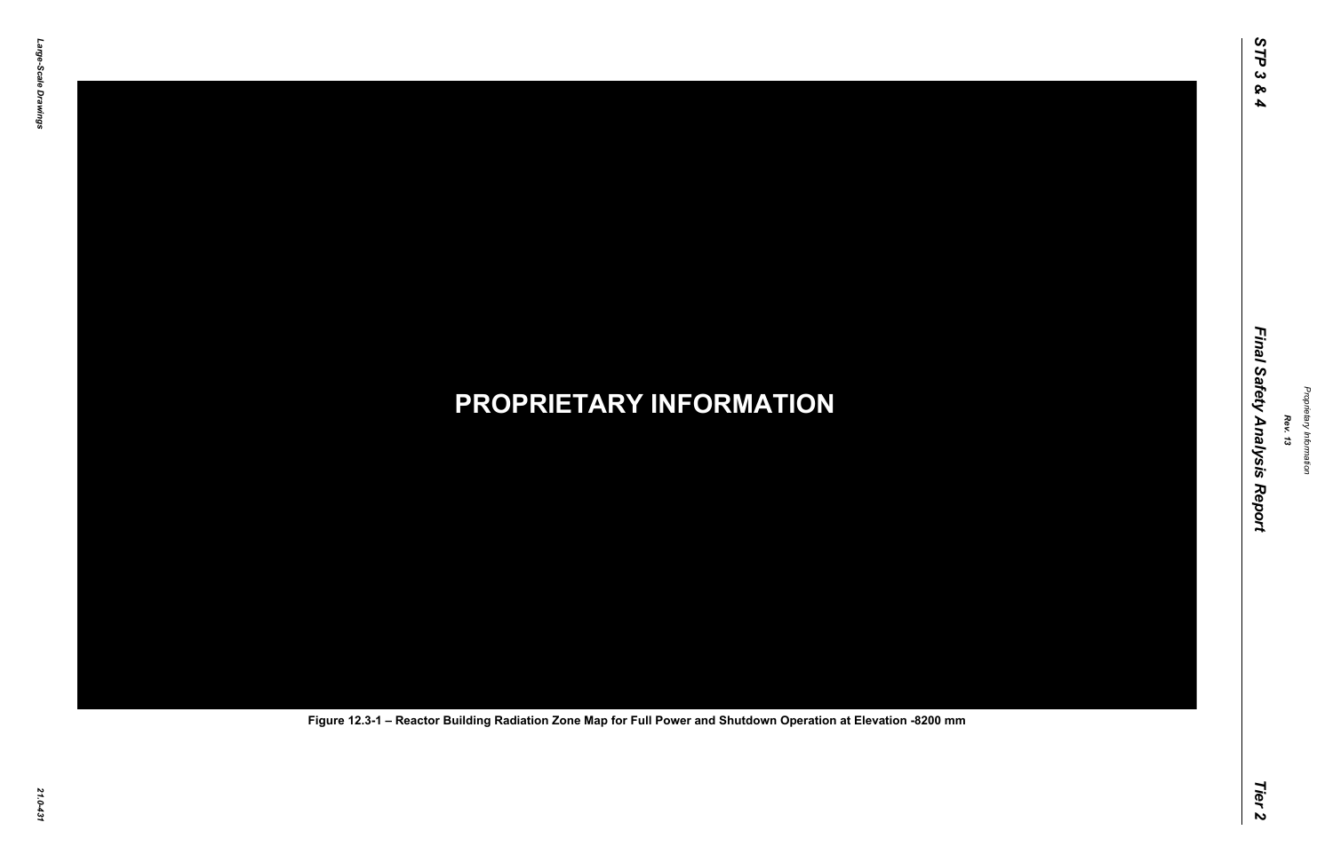PROPRIETARY INFORMATION

Figure 12.3-1 – Reactor Building Radiation Zone Map for Full Power and Shutdown Operation at Elevation -8200 mm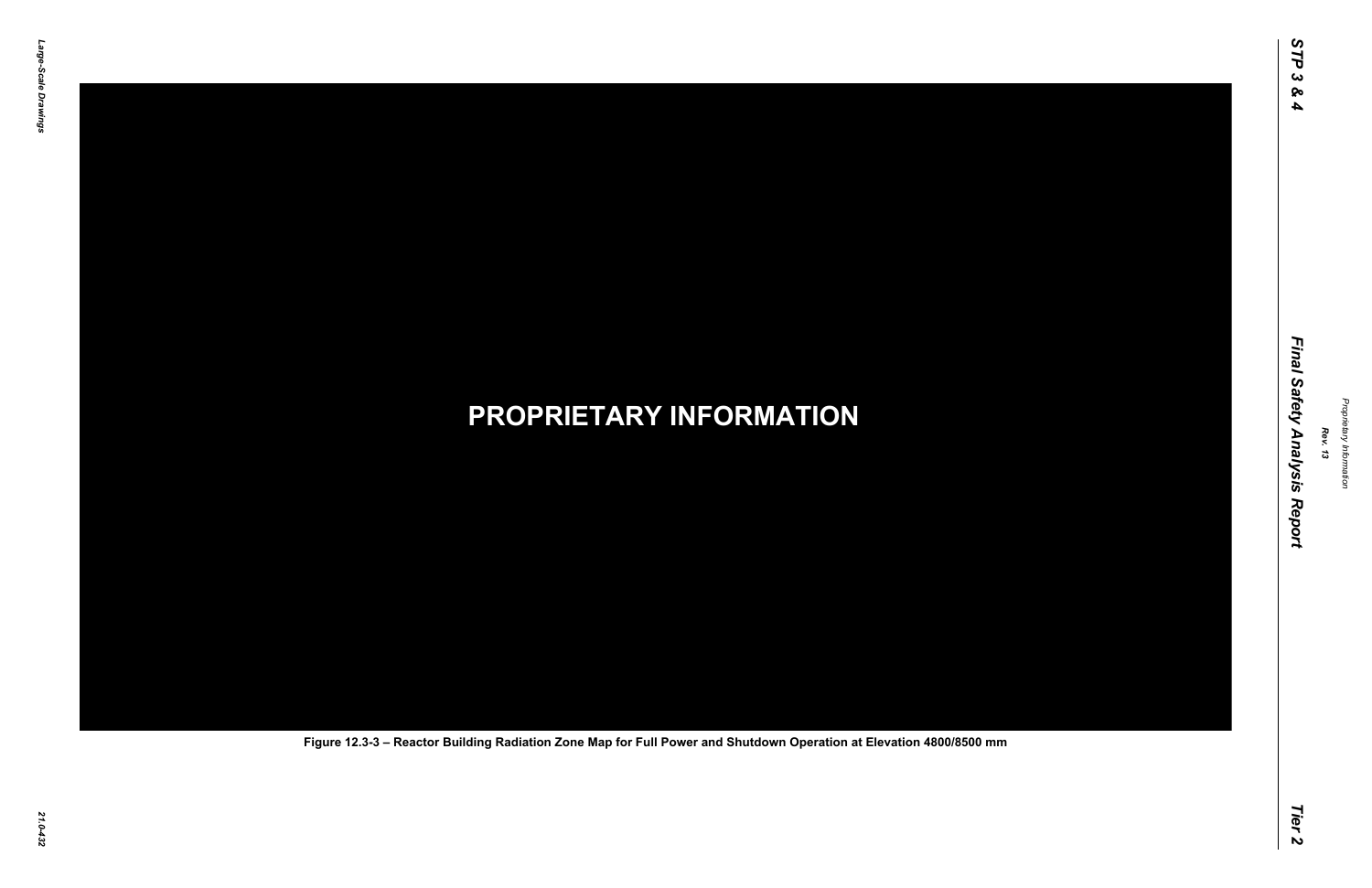PROPRIETARY INFORMATION

Figure 12.3-3 – Reactor Building Radiation Zone Map for Full Power and Shutdown Operation at Elevation 4800/8500 mm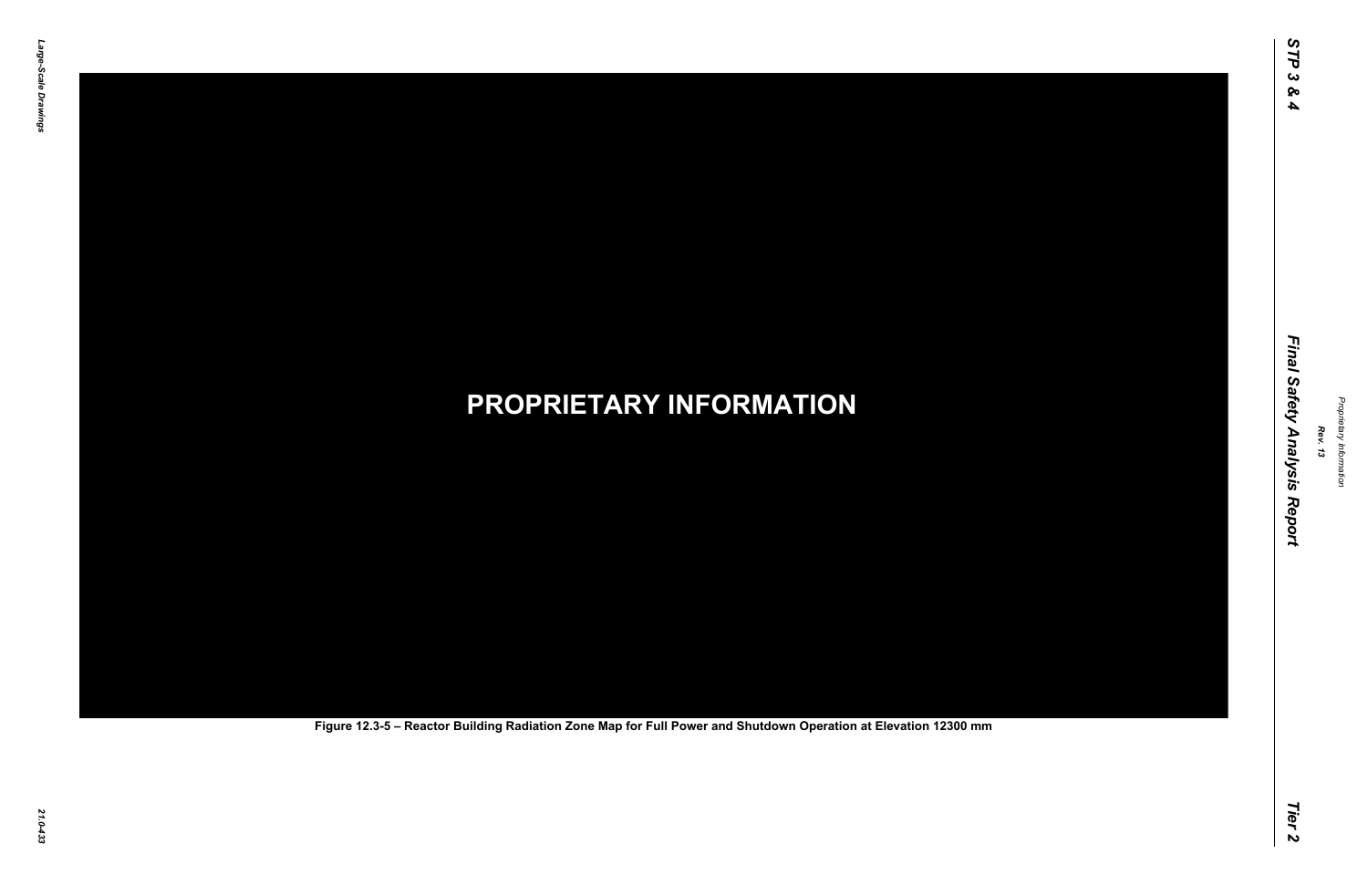**PROPRIETARY INFORMATION**

Figure 12.3-5 – Reactor Building Radiation Zone Map for Full Power and Shutdown Operation at Elevation 12300 mm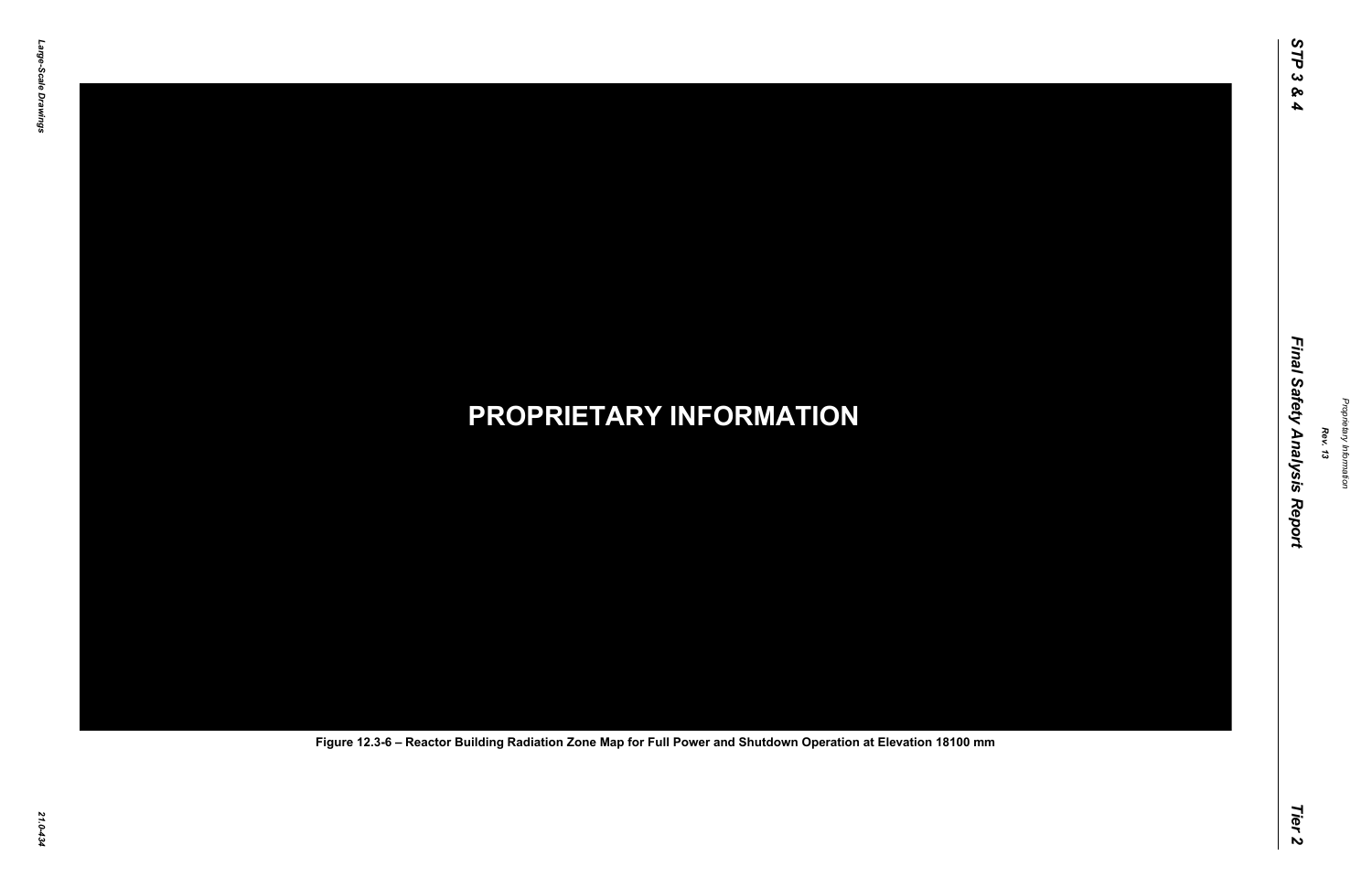PROPRIETARY INFORMATION

Figure 12.3-6 – Reactor Building Radiation Zone Map for Full Power and Shutdown Operation at Elevation 18100 mm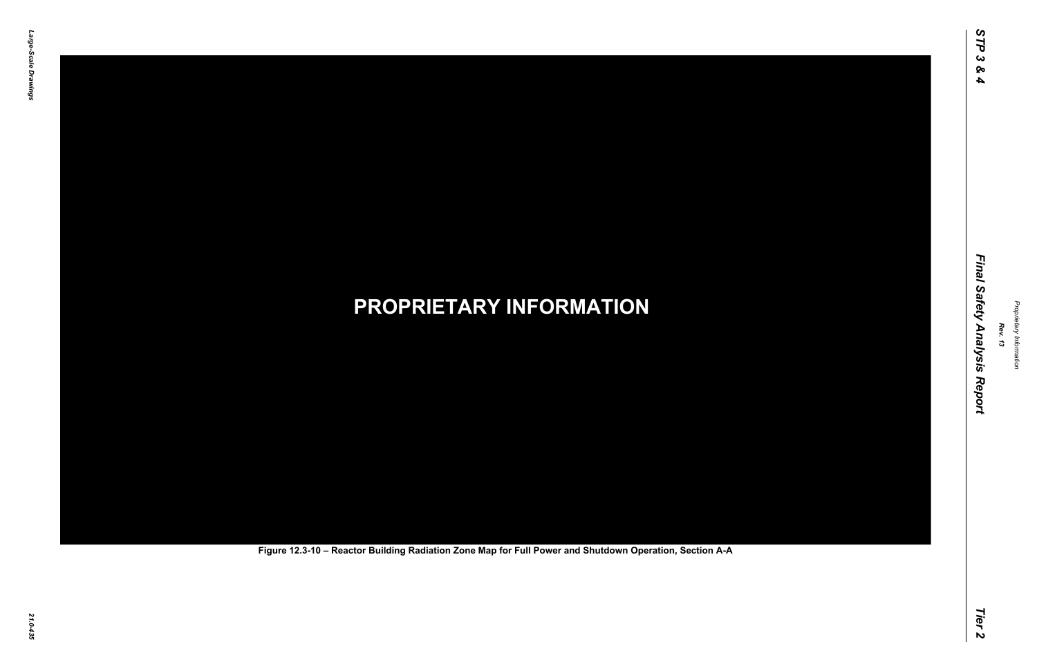**PROPRIETARY INFORMATION**

**Figure 12.3-10 – Reactor Building Radiation Zone Map for Full Power and Shutdown Operation, Section A-A**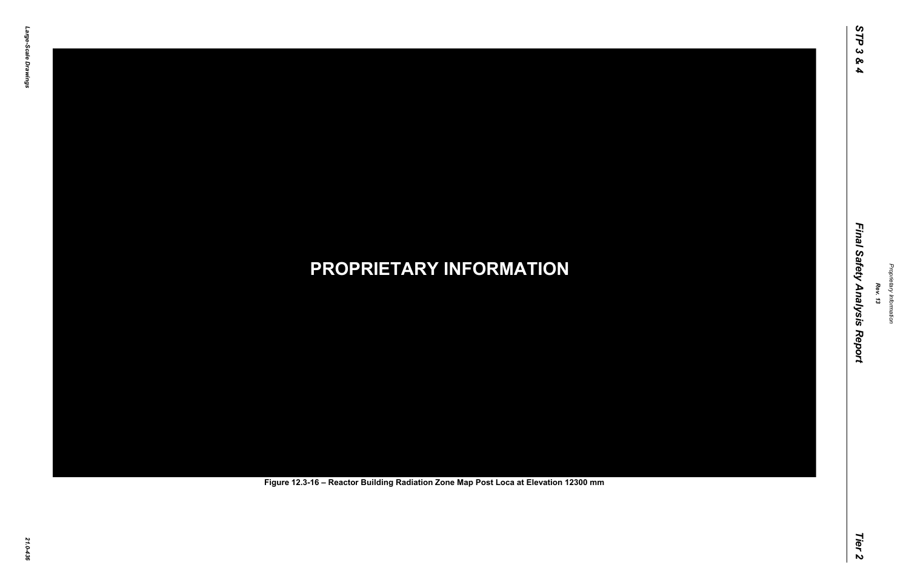**PROPRIETARY INFORMATION**

Figure 12.3-16 – Reactor Building Radiation Zone Map Post Loca at Elevation 12300 mm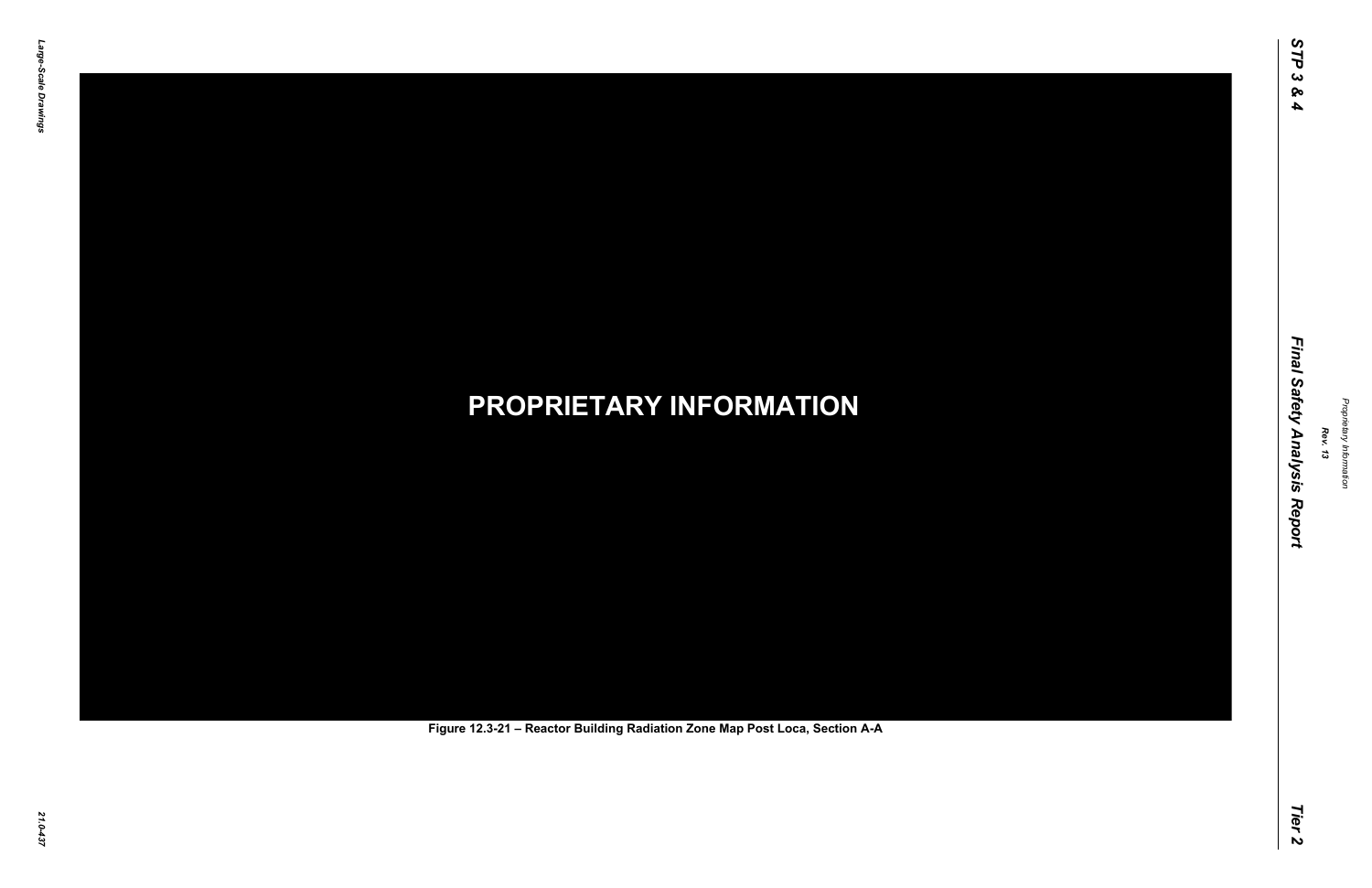PROPRIETARY INFORMATION

Figure 12.3-21 – Reactor Building Radiation Zone Map Post Loca, Section A-A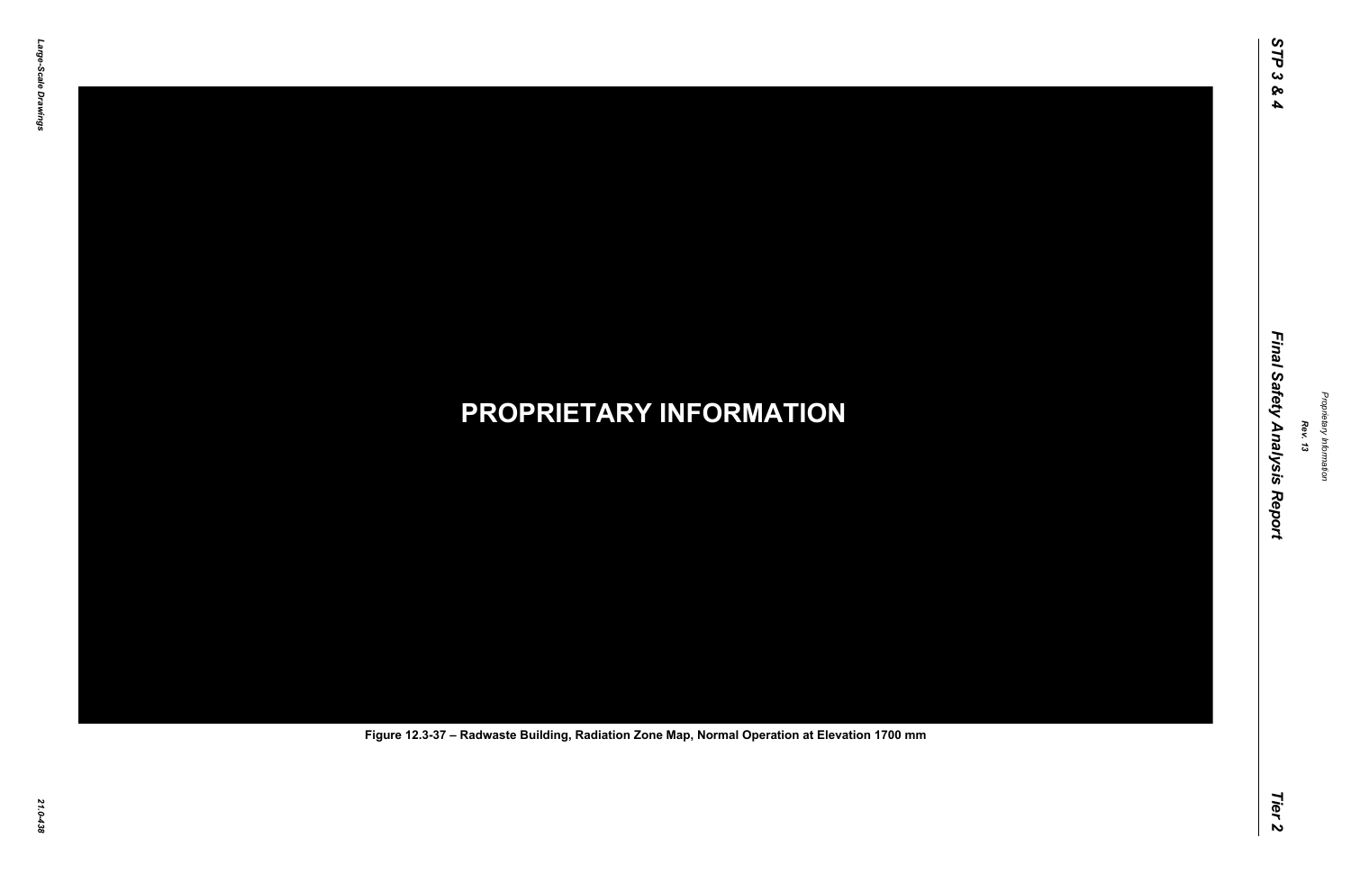PROPRIETARY INFORMATION

Figure 12.3-37 – Radwaste Building, Radiation Zone Map, Normal Operation at Elevation 1700 mm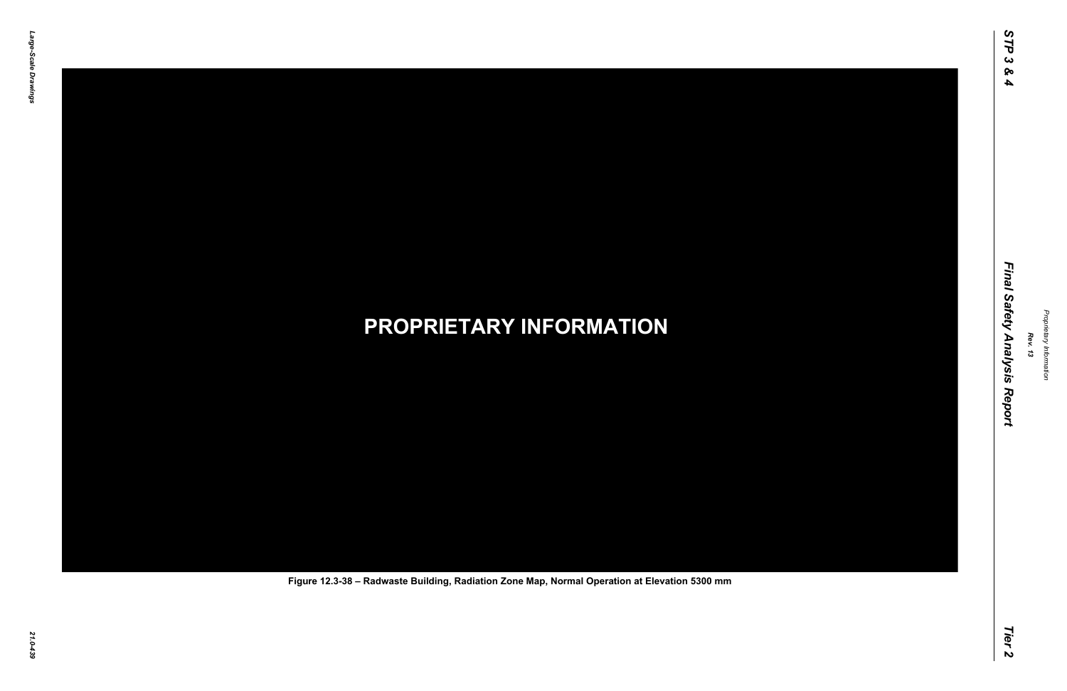PROPRIETARY INFORMATION

Figure 12.3-38 – Radwaste Building, Radiation Zone Map, Normal Operation at Elevation 5300 mm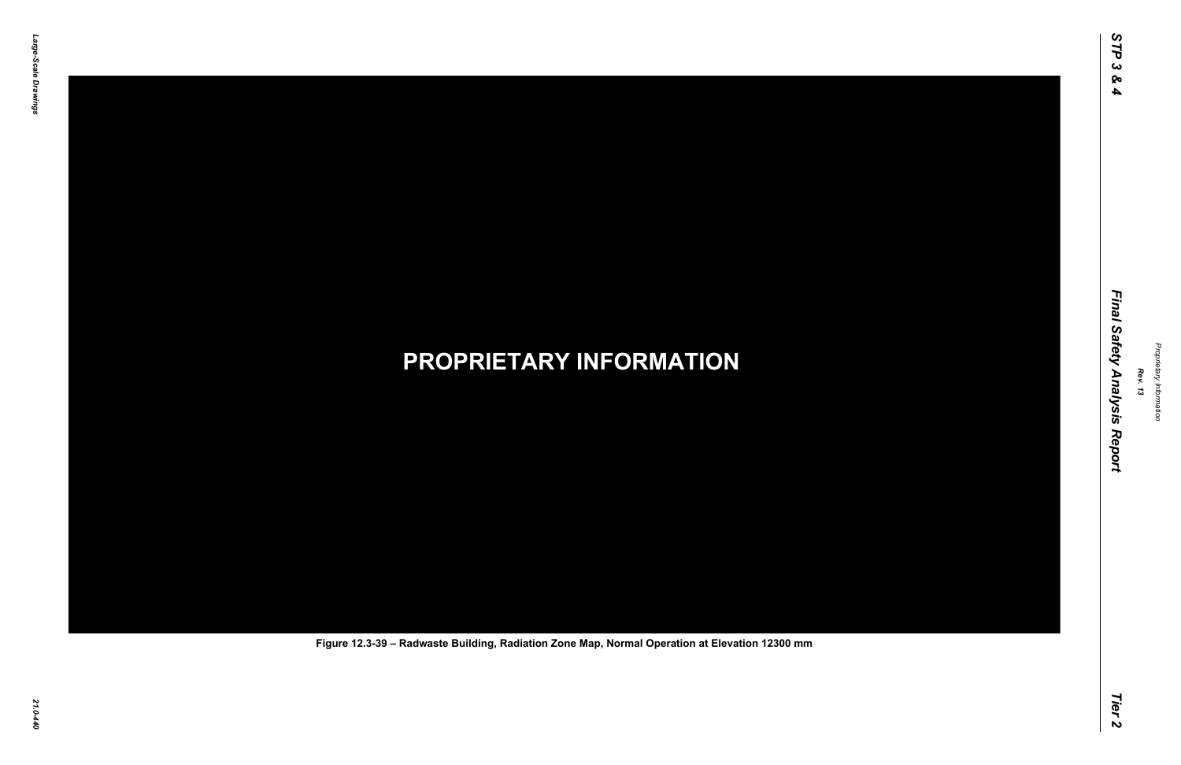PROPRIETARY INFORMATION

Figure 12.3-39 – Radwaste Building, Radiation Zone Map, Normal Operation at Elevation 12300 mm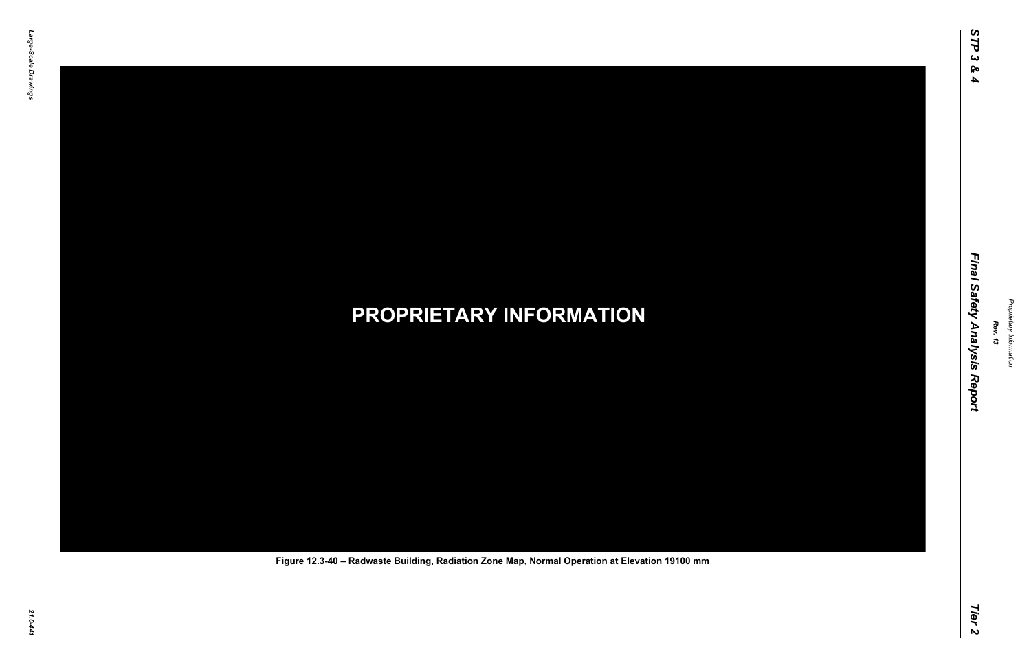**PROPRIETARY INFORMATION**

Figure 12.3-40 – Radwaste Building, Radiation Zone Map, Normal Operation at Elevation 19100 mm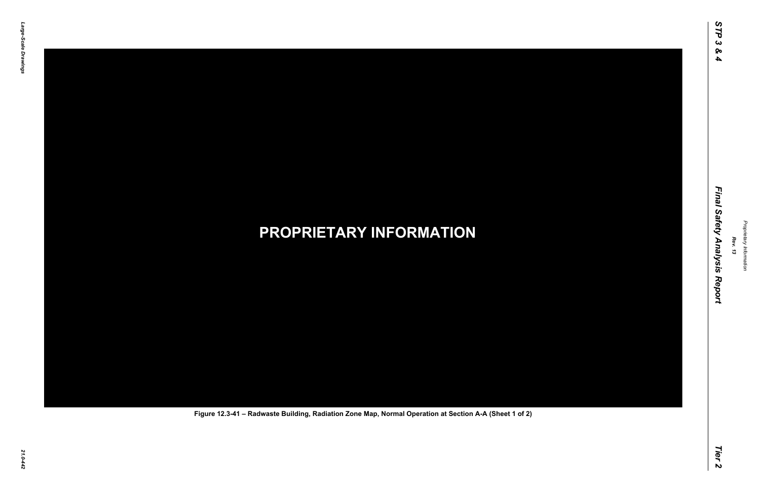PROPRIETARY INFORMATION

Figure 12.3-41 – Radwaste Building, Radiation Zone Map, Normal Operation at Section A-A (Sheet 1 of 2)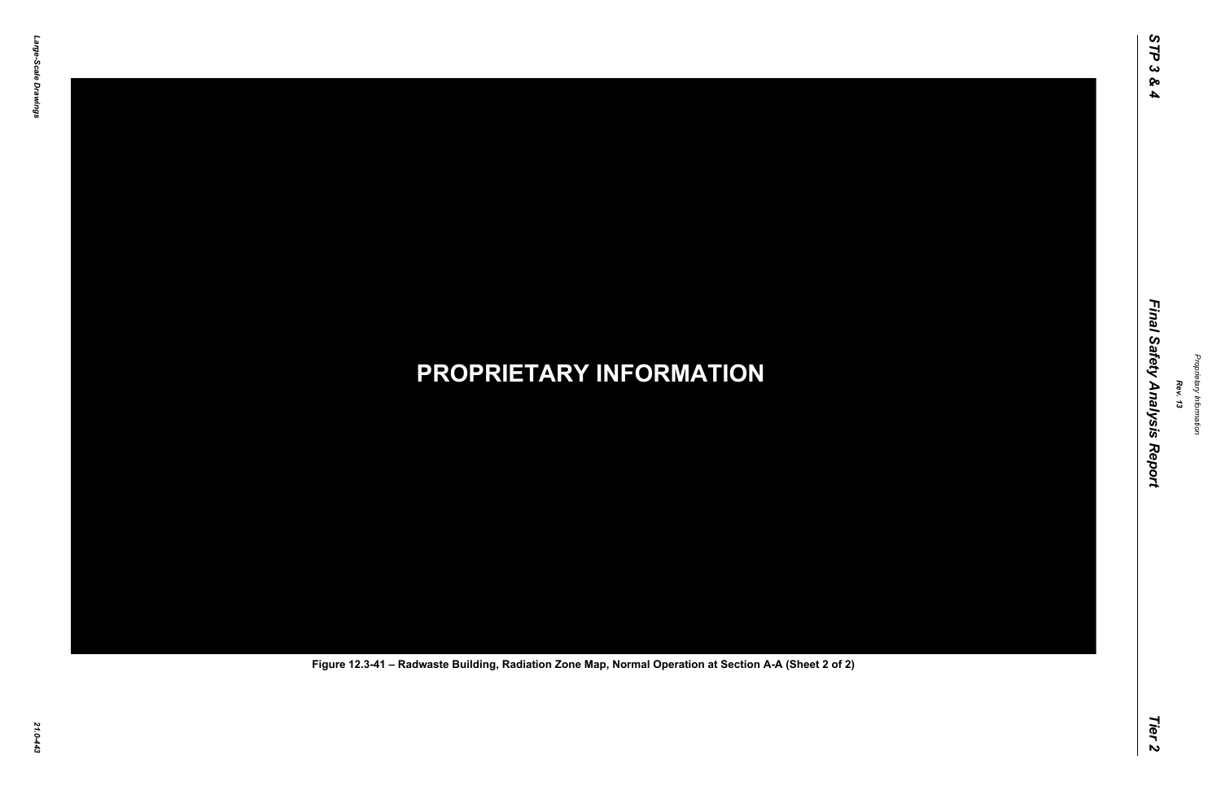PROPRIETARY INFORMATION

Figure 12.3-41 – Radwaste Building, Radiation Zone Map, Normal Operation at Section A-A (Sheet 2 of 2)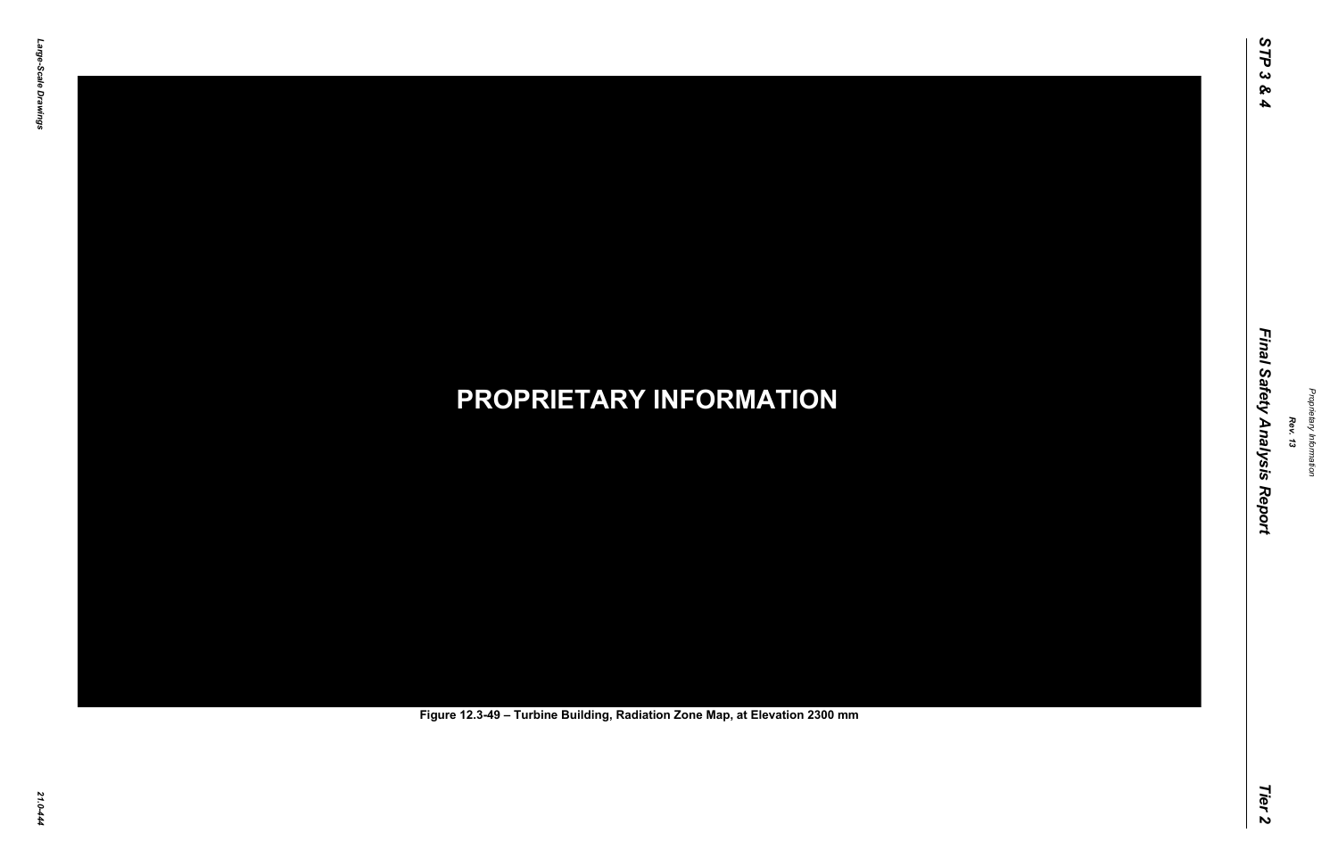**PROPRIETARY INFORMATION**

Figure 12.3-49 – Turbine Building, Radiation Zone Map, at Elevation 2300 mm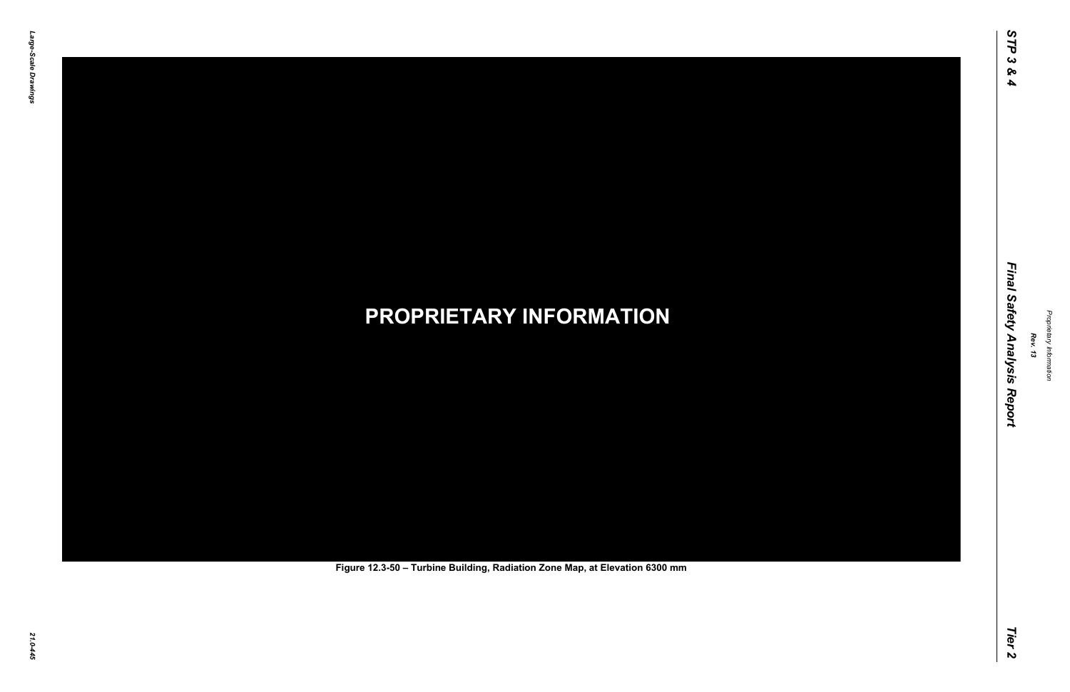**PROPRIETARY INFORMATION**

**Figure 12.3-50 – Turbine Building, Radiation Zone Map, at Elevation 6300 mm**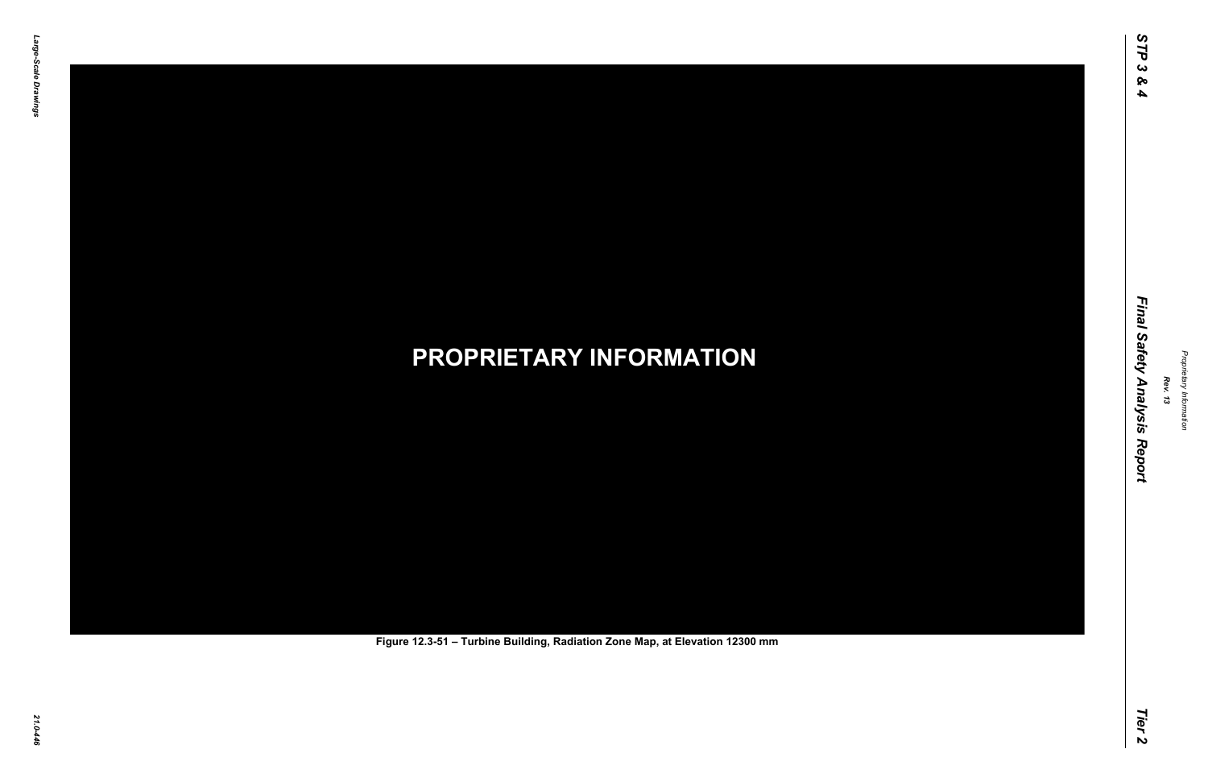**PROPRIETARY INFORMATION**

Figure 12.3-51 – Turbine Building, Radiation Zone Map, at Elevation 12300 mm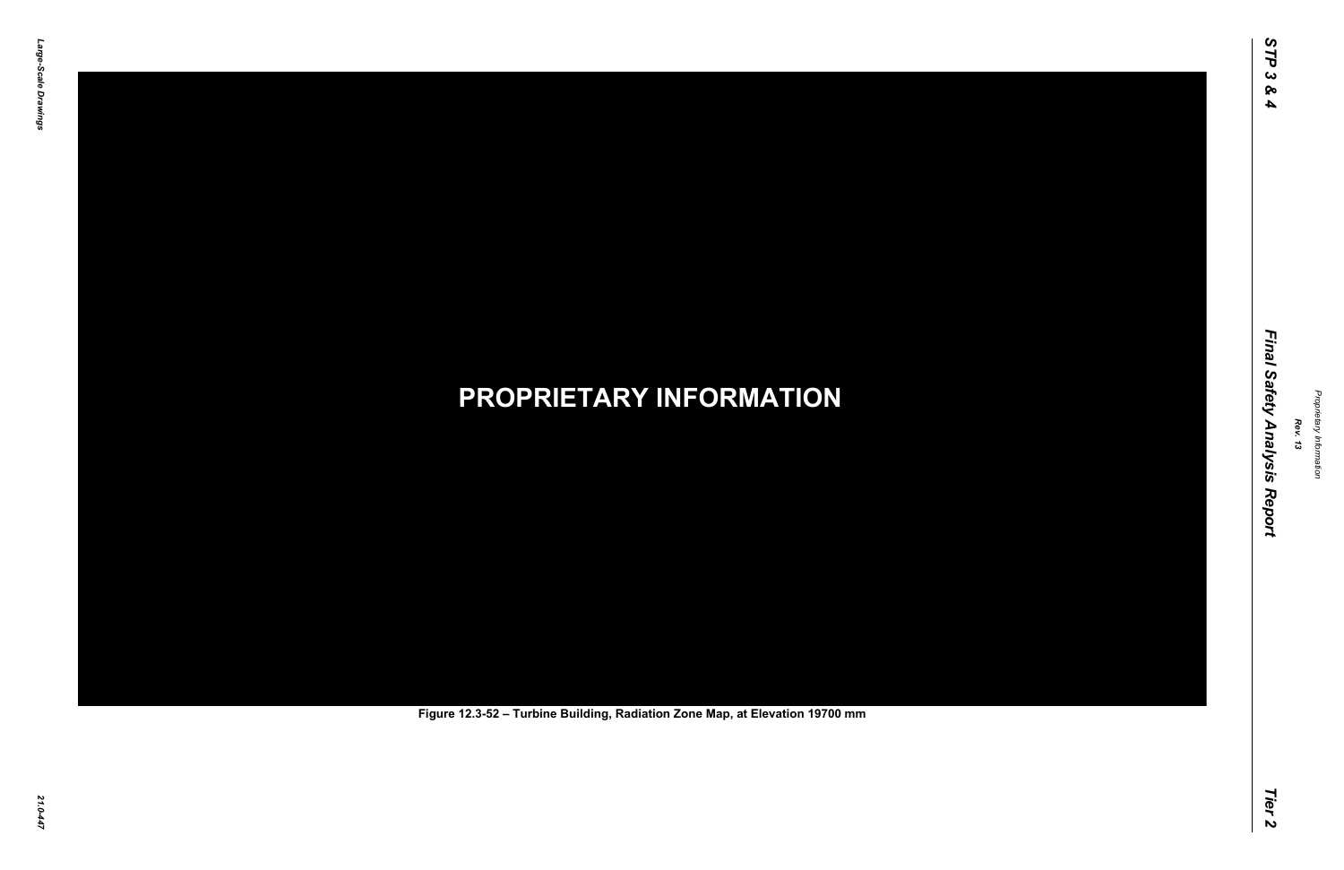**PROPRIETARY INFORMATION**

Figure 12.3-52 – Turbine Building, Radiation Zone Map, at Elevation 19700 mm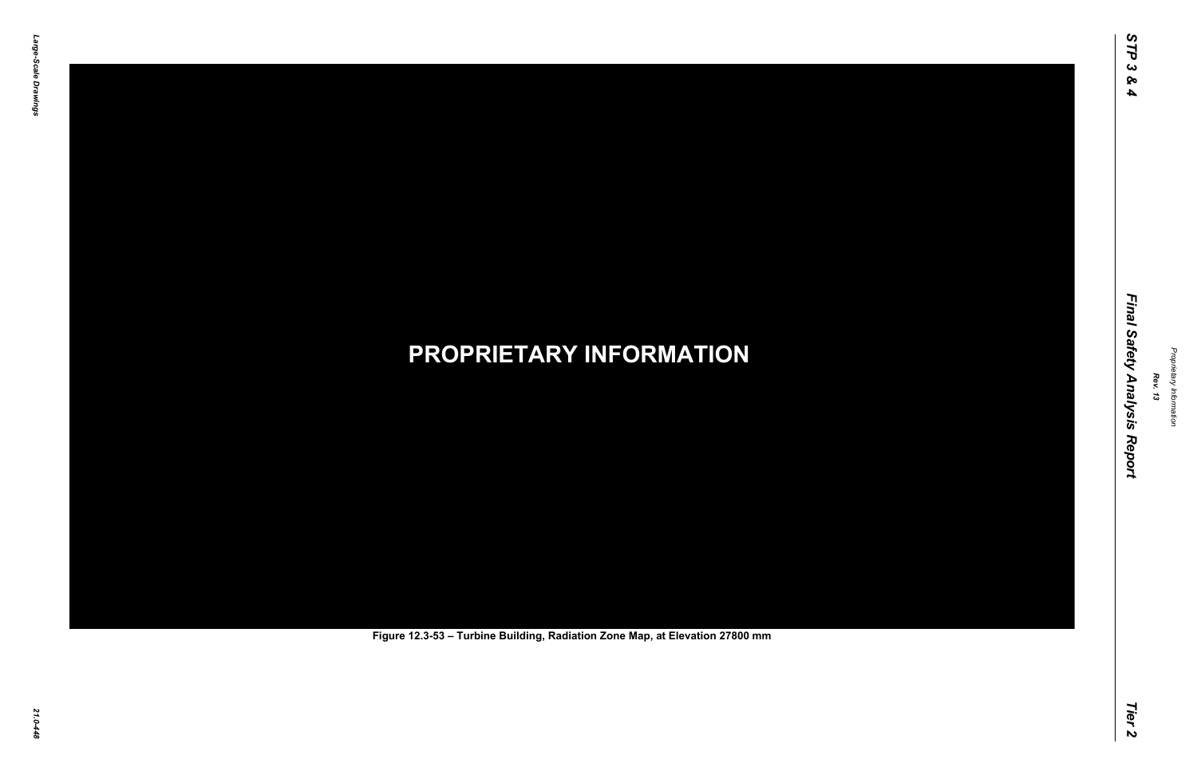**PROPRIETARY INFORMATION**

Figure 12.3-53 – Turbine Building, Radiation Zone Map, at Elevation 27800 mm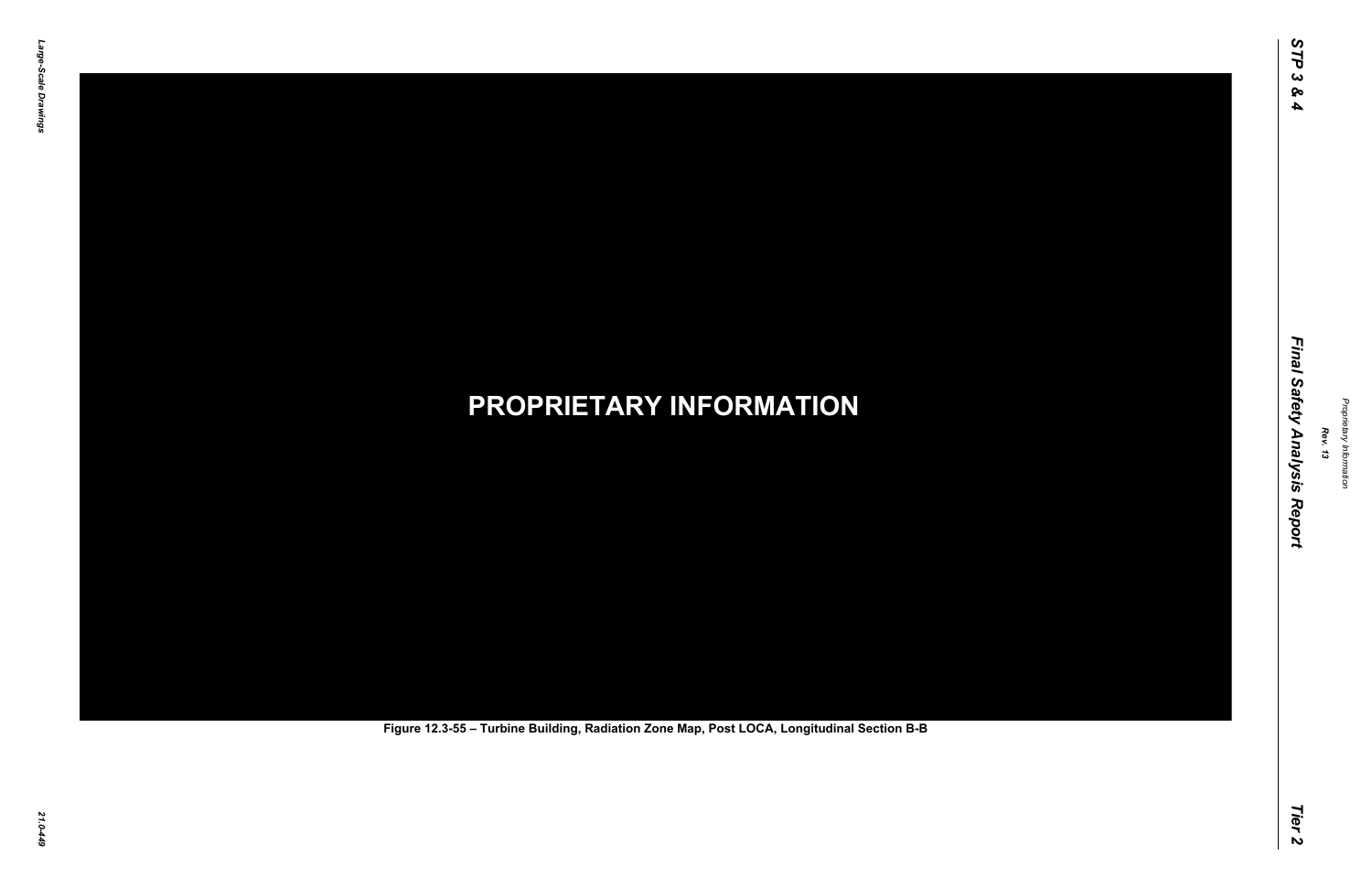PROPRIETARY INFORMATION

Figure 12.3-55 – Turbine Building, Radiation Zone Map, Post LOCA, Longitudinal Section B-B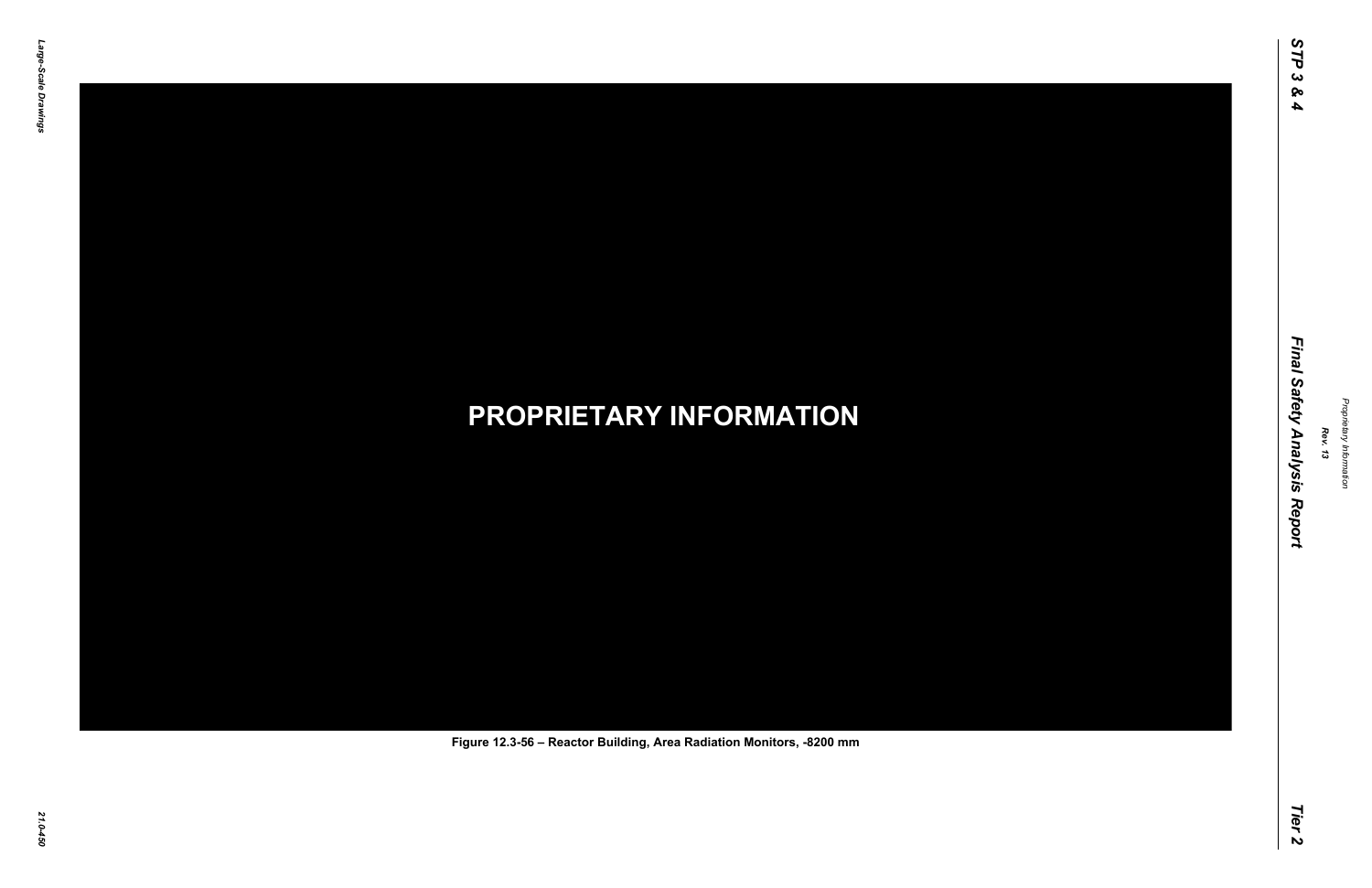PROPRIETARY INFORMATION

Figure 12.3-56 – Reactor Building, Area Radiation Monitors, -8200 mm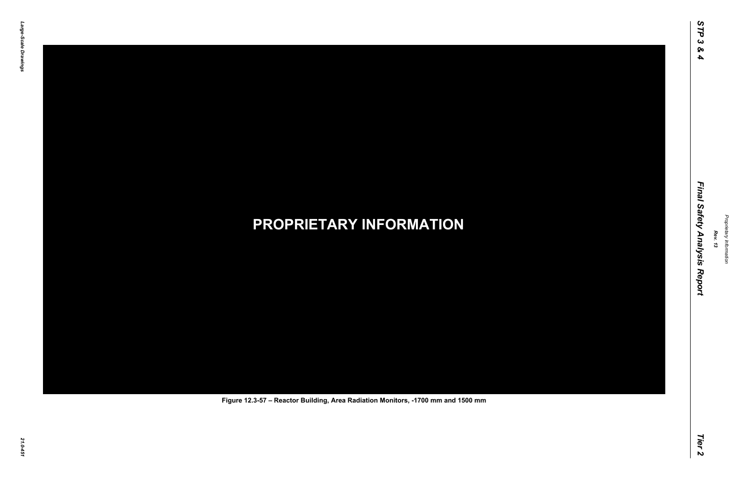PROPRIETARY INFORMATION

Figure 12.3-57 – Reactor Building, Area Radiation Monitors, -1700 mm and 1500 mm